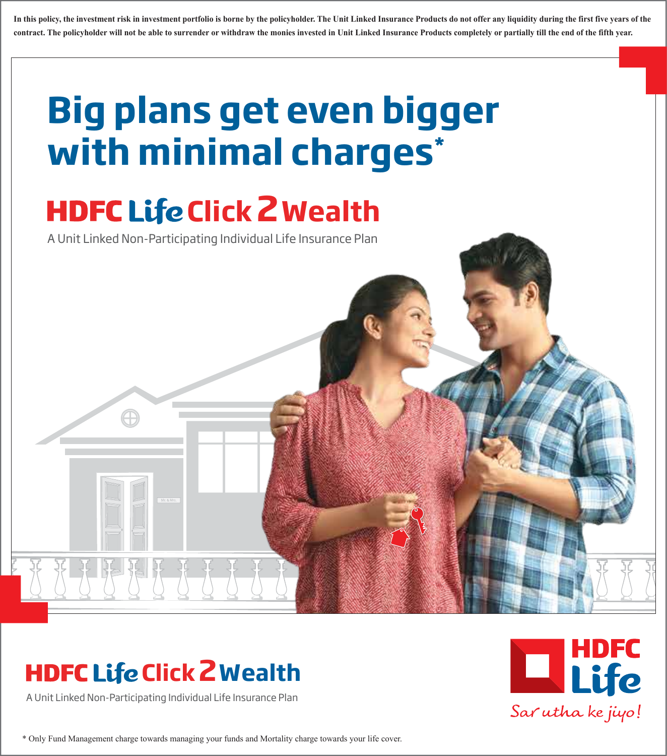**In this policy, the investment risk in investment portfolio is borne by the policyholder. The Unit Linked Insurance Products do not offer any liquidity during the first five years of the contract. The policyholder will not be able to surrender or withdraw the monies invested in Unit Linked Insurance Products completely or partially till the end of the fifth year.**

# Big plans get even bigger with minimal charges*

## HDFC Life Click 2 Wealth

A Unit Linked Non-Participating Individual Life Insurance Plan

## HDFC Life Click 2 Wealth

A Unit Linked Non-Participating Individual Life Insurance Plan

HDFC Life

*Sar utha ke jiyo!*

* Only Fund Management charge towards managing your funds and Mortality charge towards your life cover.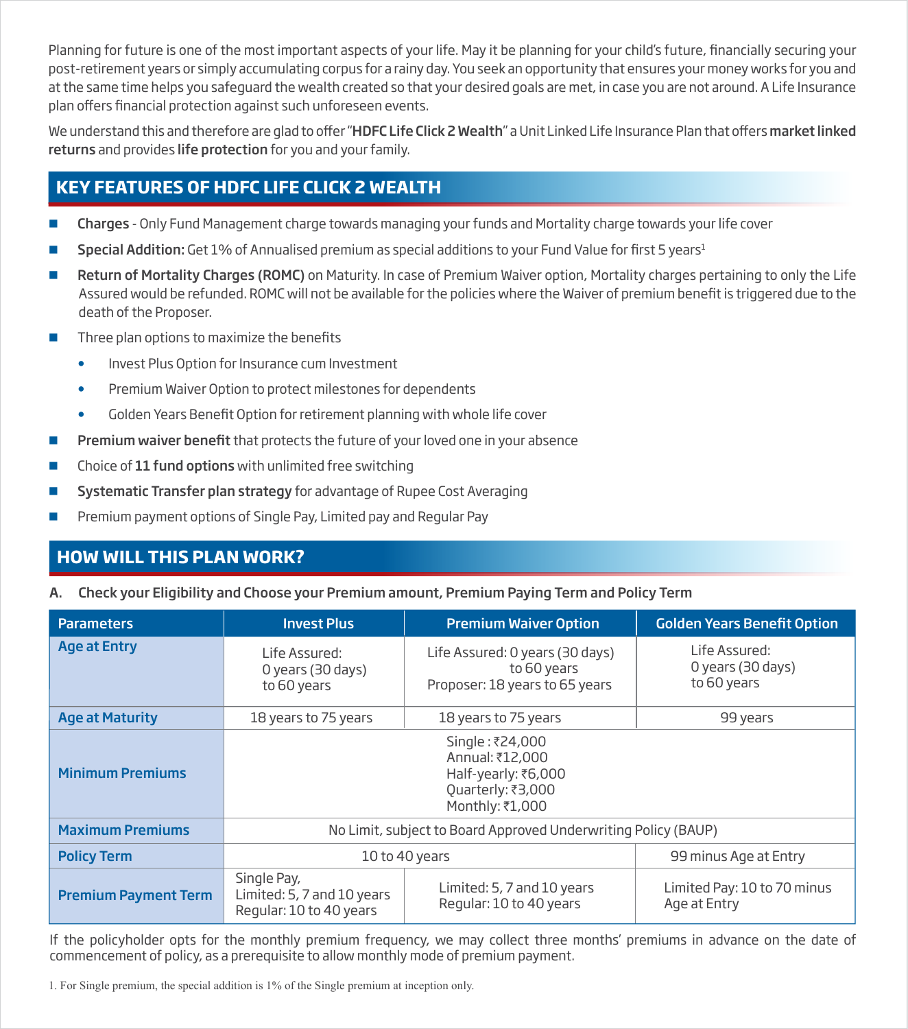Planning for future is one of the most important aspects of your life. May it be planning for your child's future, financially securing your post-retirement years or simply accumulating corpus for a rainy day. You seek an opportunity that ensures your money works for you and at the same time helps you safeguard the wealth created so that your desired goals are met, in case you are not around. A Life Insurance plan offers financial protection against such unforeseen events.

We understand this and therefore are glad to offer "**HDFC Life Click 2 Wealth**" a Unit Linked Life Insurance Plan that offers **market linked returns** and provides **life protection** for you and your family.

## KEY FEATURES OF HDFC LIFE CLICK 2 WEALTH

- **Charges** - Only Fund Management charge towards managing your funds and Mortality charge towards your life cover
- **Special Addition:** Get 1% of Annualised premium as special additions to your Fund Value for first 5 years[1]
- **Return of Mortality Charges (ROMC)** on Maturity. In case of Premium Waiver option, Mortality charges pertaining to only the Life Assured would be refunded. ROMC will not be available for the policies where the Waiver of premium benefit is triggered due to the death of the Proposer.
- Three plan options to maximize the benefits
  - Invest Plus Option for Insurance cum Investment
  - Premium Waiver Option to protect milestones for dependents
  - Golden Years Benefit Option for retirement planning with whole life cover
- **Premium waiver benefit** that protects the future of your loved one in your absence
- Choice of **11 fund options** with unlimited free switching
- **Systematic Transfer plan strategy** for advantage of Rupee Cost Averaging
- Premium payment options of Single Pay, Limited pay and Regular Pay

## HOW WILL THIS PLAN WORK?

**A. Check your Eligibility and Choose your Premium amount, Premium Paying Term and Policy Term**

| Parameters | Invest Plus | Premium Waiver Option | Golden Years Benefit Option |
|---|---|---|---|
| Age at Entry | Life Assured: 0 years (30 days) to 60 years | Life Assured: 0 years (30 days) to 60 years<br>Proposer: 18 years to 65 years | Life Assured: 0 years (30 days) to 60 years |
| Age at Maturity | 18 years to 75 years | 18 years to 75 years | 99 years |
| Minimum Premiums | Single : ₹24,000<br>Annual: ₹12,000<br>Half-yearly: ₹6,000<br>Quarterly: ₹3,000<br>Monthly: ₹1,000 | | |
| Maximum Premiums | No Limit, subject to Board Approved Underwriting Policy (BAUP) | | |
| Policy Term | 10 to 40 years | | 99 minus Age at Entry |
| Premium Payment Term | Single Pay,<br>Limited: 5, 7 and 10 years<br>Regular: 10 to 40 years | Limited: 5, 7 and 10 years<br>Regular: 10 to 40 years | Limited Pay: 10 to 70 minus Age at Entry |

If the policyholder opts for the monthly premium frequency, we may collect three months' premiums in advance on the date of commencement of policy, as a prerequisite to allow monthly mode of premium payment.

1. For Single premium, the special addition is 1% of the Single premium at inception only.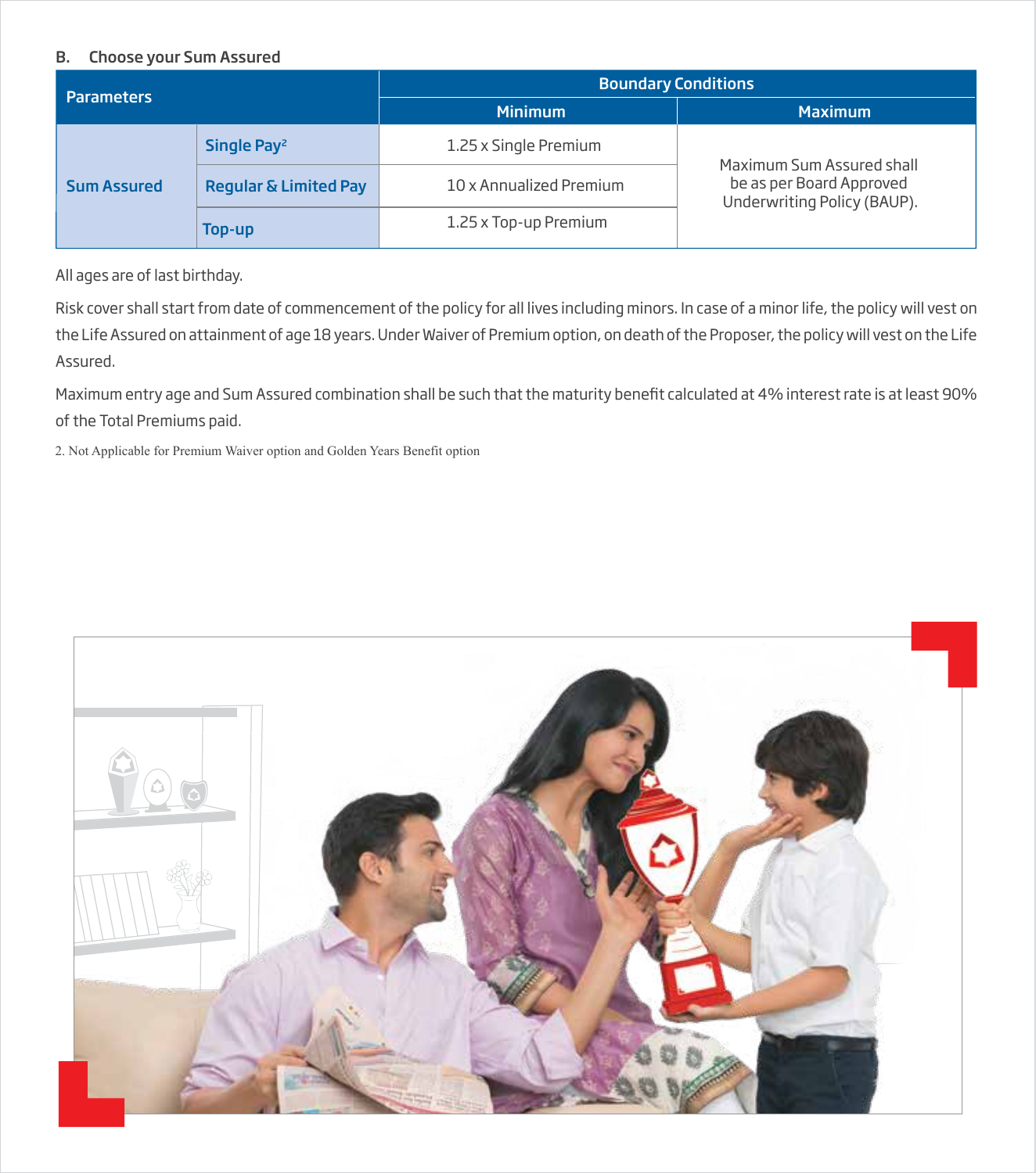### B. Choose your Sum Assured

| Parameters | | Boundary Conditions | |
|---|---|---|---|
| | | Minimum | Maximum |
| Sum Assured | Single Pay[2] | 1.25 x Single Premium | Maximum Sum Assured shall be as per Board Approved Underwriting Policy (BAUP). |
| | Regular & Limited Pay | 10 x Annualized Premium | |
| | Top-up | 1.25 x Top-up Premium | |

All ages are of last birthday.

Risk cover shall start from date of commencement of the policy for all lives including minors. In case of a minor life, the policy will vest on the Life Assured on attainment of age 18 years. Under Waiver of Premium option, on death of the Proposer, the policy will vest on the Life Assured.

Maximum entry age and Sum Assured combination shall be such that the maturity benefit calculated at 4% interest rate is at least 90% of the Total Premiums paid.

2. Not Applicable for Premium Waiver option and Golden Years Benefit option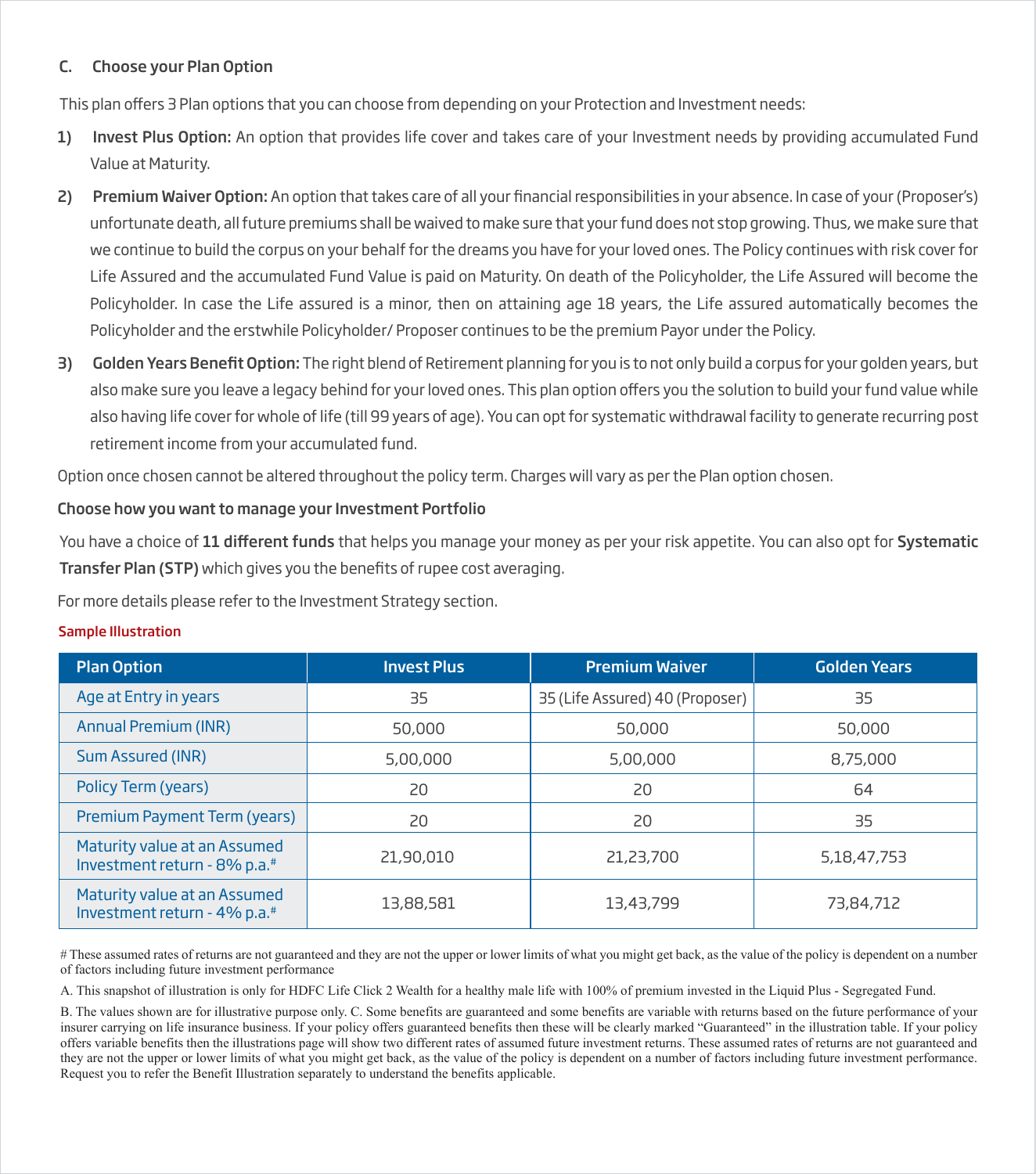## C. Choose your Plan Option

This plan offers 3 Plan options that you can choose from depending on your Protection and Investment needs:

1) **Invest Plus Option:** An option that provides life cover and takes care of your Investment needs by providing accumulated Fund Value at Maturity.

2) **Premium Waiver Option:** An option that takes care of all your financial responsibilities in your absence. In case of your (Proposer's) unfortunate death, all future premiums shall be waived to make sure that your fund does not stop growing. Thus, we make sure that we continue to build the corpus on your behalf for the dreams you have for your loved ones. The Policy continues with risk cover for Life Assured and the accumulated Fund Value is paid on Maturity. On death of the Policyholder, the Life Assured will become the Policyholder. In case the Life assured is a minor, then on attaining age 18 years, the Life assured automatically becomes the Policyholder and the erstwhile Policyholder/ Proposer continues to be the premium Payor under the Policy.

3) **Golden Years Benefit Option:** The right blend of Retirement planning for you is to not only build a corpus for your golden years, but also make sure you leave a legacy behind for your loved ones. This plan option offers you the solution to build your fund value while also having life cover for whole of life (till 99 years of age). You can opt for systematic withdrawal facility to generate recurring post retirement income from your accumulated fund.

Option once chosen cannot be altered throughout the policy term. Charges will vary as per the Plan option chosen.

### Choose how you want to manage your Investment Portfolio

You have a choice of **11 different funds** that helps you manage your money as per your risk appetite. You can also opt for **Systematic Transfer Plan (STP)** which gives you the benefits of rupee cost averaging.

For more details please refer to the Investment Strategy section.

**Sample Illustration**

| Plan Option | Invest Plus | Premium Waiver | Golden Years |
|---|---|---|---|
| Age at Entry in years | 35 | 35 (Life Assured) 40 (Proposer) | 35 |
| Annual Premium (INR) | 50,000 | 50,000 | 50,000 |
| Sum Assured (INR) | 5,00,000 | 5,00,000 | 8,75,000 |
| Policy Term (years) | 20 | 20 | 64 |
| Premium Payment Term (years) | 20 | 20 | 35 |
| Maturity value at an Assumed Investment return - 8% p.a.# | 21,90,010 | 21,23,700 | 5,18,47,753 |
| Maturity value at an Assumed Investment return - 4% p.a.# | 13,88,581 | 13,43,799 | 73,84,712 |

# These assumed rates of returns are not guaranteed and they are not the upper or lower limits of what you might get back, as the value of the policy is dependent on a number of factors including future investment performance

A. This snapshot of illustration is only for HDFC Life Click 2 Wealth for a healthy male life with 100% of premium invested in the Liquid Plus - Segregated Fund.

B. The values shown are for illustrative purpose only. C. Some benefits are guaranteed and some benefits are variable with returns based on the future performance of your insurer carrying on life insurance business. If your policy offers guaranteed benefits then these will be clearly marked "Guaranteed" in the illustration table. If your policy offers variable benefits then the illustrations page will show two different rates of assumed future investment returns. These assumed rates of returns are not guaranteed and they are not the upper or lower limits of what you might get back, as the value of the policy is dependent on a number of factors including future investment performance. Request you to refer the Benefit Illustration separately to understand the benefits applicable.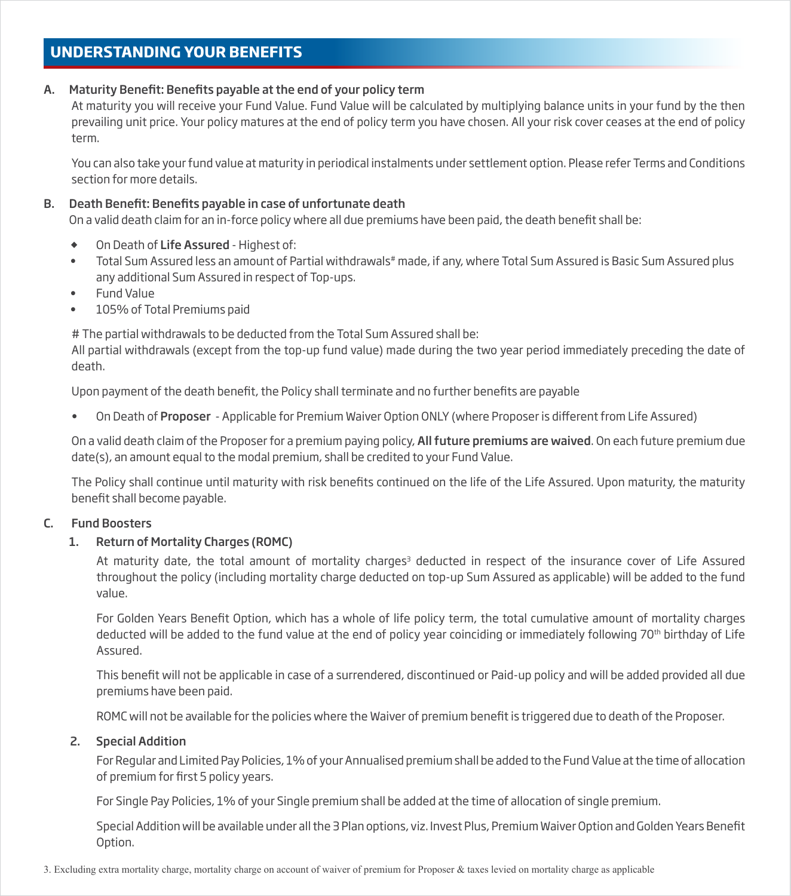## UNDERSTANDING YOUR BENEFITS

### A. Maturity Benefit: Benefits payable at the end of your policy term

At maturity you will receive your Fund Value. Fund Value will be calculated by multiplying balance units in your fund by the then prevailing unit price. Your policy matures at the end of policy term you have chosen. All your risk cover ceases at the end of policy term.

You can also take your fund value at maturity in periodical instalments under settlement option. Please refer Terms and Conditions section for more details.

### B. Death Benefit: Benefits payable in case of unfortunate death

On a valid death claim for an in-force policy where all due premiums have been paid, the death benefit shall be:

- On Death of **Life Assured** - Highest of:
- Total Sum Assured less an amount of Partial withdrawals# made, if any, where Total Sum Assured is Basic Sum Assured plus any additional Sum Assured in respect of Top-ups.
- Fund Value
- 105% of Total Premiums paid

# The partial withdrawals to be deducted from the Total Sum Assured shall be:
All partial withdrawals (except from the top-up fund value) made during the two year period immediately preceding the date of death.

Upon payment of the death benefit, the Policy shall terminate and no further benefits are payable

- On Death of **Proposer** - Applicable for Premium Waiver Option ONLY (where Proposer is different from Life Assured)

On a valid death claim of the Proposer for a premium paying policy, **All future premiums are waived**. On each future premium due date(s), an amount equal to the modal premium, shall be credited to your Fund Value.

The Policy shall continue until maturity with risk benefits continued on the life of the Life Assured. Upon maturity, the maturity benefit shall become payable.

### C. Fund Boosters

#### 1. Return of Mortality Charges (ROMC)

At maturity date, the total amount of mortality charges[3] deducted in respect of the insurance cover of Life Assured throughout the policy (including mortality charge deducted on top-up Sum Assured as applicable) will be added to the fund value.

For Golden Years Benefit Option, which has a whole of life policy term, the total cumulative amount of mortality charges deducted will be added to the fund value at the end of policy year coinciding or immediately following 70th birthday of Life Assured.

This benefit will not be applicable in case of a surrendered, discontinued or Paid-up policy and will be added provided all due premiums have been paid.

ROMC will not be available for the policies where the Waiver of premium benefit is triggered due to death of the Proposer.

#### 2. Special Addition

For Regular and Limited Pay Policies, 1% of your Annualised premium shall be added to the Fund Value at the time of allocation of premium for first 5 policy years.

For Single Pay Policies, 1% of your Single premium shall be added at the time of allocation of single premium.

Special Addition will be available under all the 3 Plan options, viz. Invest Plus, Premium Waiver Option and Golden Years Benefit Option.

3. Excluding extra mortality charge, mortality charge on account of waiver of premium for Proposer & taxes levied on mortality charge as applicable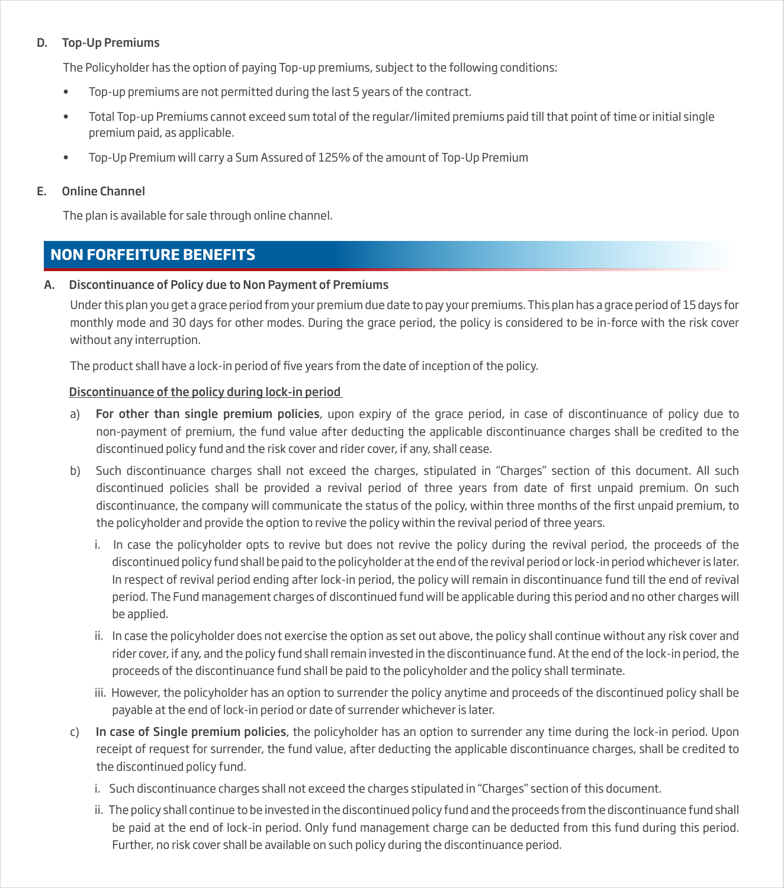**D. Top-Up Premiums**

The Policyholder has the option of paying Top-up premiums, subject to the following conditions:

- Top-up premiums are not permitted during the last 5 years of the contract.
- Total Top-up Premiums cannot exceed sum total of the regular/limited premiums paid till that point of time or initial single premium paid, as applicable.
- Top-Up Premium will carry a Sum Assured of 125% of the amount of Top-Up Premium

**E. Online Channel**

The plan is available for sale through online channel.

## NON FORFEITURE BENEFITS

**A. Discontinuance of Policy due to Non Payment of Premiums**

Under this plan you get a grace period from your premium due date to pay your premiums. This plan has a grace period of 15 days for monthly mode and 30 days for other modes. During the grace period, the policy is considered to be in-force with the risk cover without any interruption.

The product shall have a lock-in period of five years from the date of inception of the policy.

<u>Discontinuance of the policy during lock-in period</u>

a) **For other than single premium policies**, upon expiry of the grace period, in case of discontinuance of policy due to non-payment of premium, the fund value after deducting the applicable discontinuance charges shall be credited to the discontinued policy fund and the risk cover and rider cover, if any, shall cease.

b) Such discontinuance charges shall not exceed the charges, stipulated in "Charges" section of this document. All such discontinued policies shall be provided a revival period of three years from date of first unpaid premium. On such discontinuance, the company will communicate the status of the policy, within three months of the first unpaid premium, to the policyholder and provide the option to revive the policy within the revival period of three years.

   i. In case the policyholder opts to revive but does not revive the policy during the revival period, the proceeds of the discontinued policy fund shall be paid to the policyholder at the end of the revival period or lock-in period whichever is later. In respect of revival period ending after lock-in period, the policy will remain in discontinuance fund till the end of revival period. The Fund management charges of discontinued fund will be applicable during this period and no other charges will be applied.

   ii. In case the policyholder does not exercise the option as set out above, the policy shall continue without any risk cover and rider cover, if any, and the policy fund shall remain invested in the discontinuance fund. At the end of the lock-in period, the proceeds of the discontinuance fund shall be paid to the policyholder and the policy shall terminate.

   iii. However, the policyholder has an option to surrender the policy anytime and proceeds of the discontinued policy shall be payable at the end of lock-in period or date of surrender whichever is later.

c) **In case of Single premium policies**, the policyholder has an option to surrender any time during the lock-in period. Upon receipt of request for surrender, the fund value, after deducting the applicable discontinuance charges, shall be credited to the discontinued policy fund.

   i. Such discontinuance charges shall not exceed the charges stipulated in "Charges" section of this document.

   ii. The policy shall continue to be invested in the discontinued policy fund and the proceeds from the discontinuance fund shall be paid at the end of lock-in period. Only fund management charge can be deducted from this fund during this period. Further, no risk cover shall be available on such policy during the discontinuance period.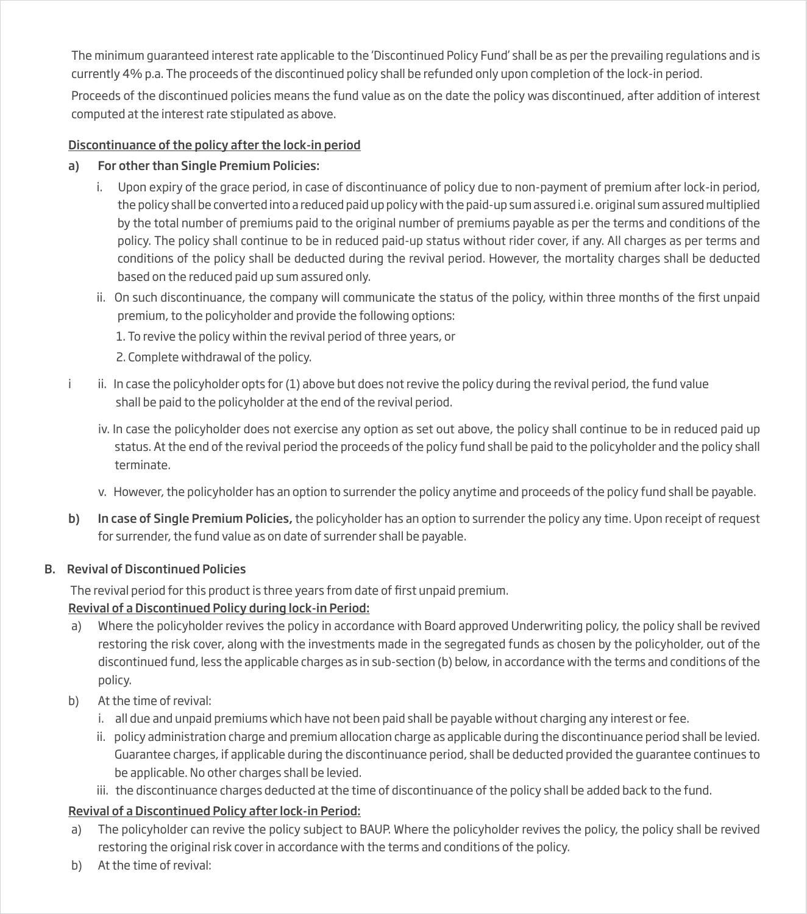The minimum guaranteed interest rate applicable to the 'Discontinued Policy Fund' shall be as per the prevailing regulations and is currently 4% p.a. The proceeds of the discontinued policy shall be refunded only upon completion of the lock-in period.

Proceeds of the discontinued policies means the fund value as on the date the policy was discontinued, after addition of interest computed at the interest rate stipulated as above.

<u>Discontinuance of the policy after the lock-in period</u>

a) **For other than Single Premium Policies:**

   i. Upon expiry of the grace period, in case of discontinuance of policy due to non-payment of premium after lock-in period, the policy shall be converted into a reduced paid up policy with the paid-up sum assured i.e. original sum assured multiplied by the total number of premiums paid to the original number of premiums payable as per the terms and conditions of the policy. The policy shall continue to be in reduced paid-up status without rider cover, if any. All charges as per terms and conditions of the policy shall be deducted during the revival period. However, the mortality charges shall be deducted based on the reduced paid up sum assured only.

   ii. On such discontinuance, the company will communicate the status of the policy, within three months of the first unpaid premium, to the policyholder and provide the following options:

      1. To revive the policy within the revival period of three years, or

      2. Complete withdrawal of the policy.

   iii. In case the policyholder opts for (1) above but does not revive the policy during the revival period, the fund value shall be paid to the policyholder at the end of the revival period.

   iv. In case the policyholder does not exercise any option as set out above, the policy shall continue to be in reduced paid up status. At the end of the revival period the proceeds of the policy fund shall be paid to the policyholder and the policy shall terminate.

   v. However, the policyholder has an option to surrender the policy anytime and proceeds of the policy fund shall be payable.

b) **In case of Single Premium Policies,** the policyholder has an option to surrender the policy any time. Upon receipt of request for surrender, the fund value as on date of surrender shall be payable.

## B. Revival of Discontinued Policies

The revival period for this product is three years from date of first unpaid premium.

<u>Revival of a Discontinued Policy during lock-in Period:</u>

a) Where the policyholder revives the policy in accordance with Board approved Underwriting policy, the policy shall be revived restoring the risk cover, along with the investments made in the segregated funds as chosen by the policyholder, out of the discontinued fund, less the applicable charges as in sub-section (b) below, in accordance with the terms and conditions of the policy.

b) At the time of revival:

   i. all due and unpaid premiums which have not been paid shall be payable without charging any interest or fee.

   ii. policy administration charge and premium allocation charge as applicable during the discontinuance period shall be levied. Guarantee charges, if applicable during the discontinuance period, shall be deducted provided the guarantee continues to be applicable. No other charges shall be levied.

   iii. the discontinuance charges deducted at the time of discontinuance of the policy shall be added back to the fund.

<u>Revival of a Discontinued Policy after lock-in Period:</u>

a) The policyholder can revive the policy subject to BAUP. Where the policyholder revives the policy, the policy shall be revived restoring the original risk cover in accordance with the terms and conditions of the policy.

b) At the time of revival: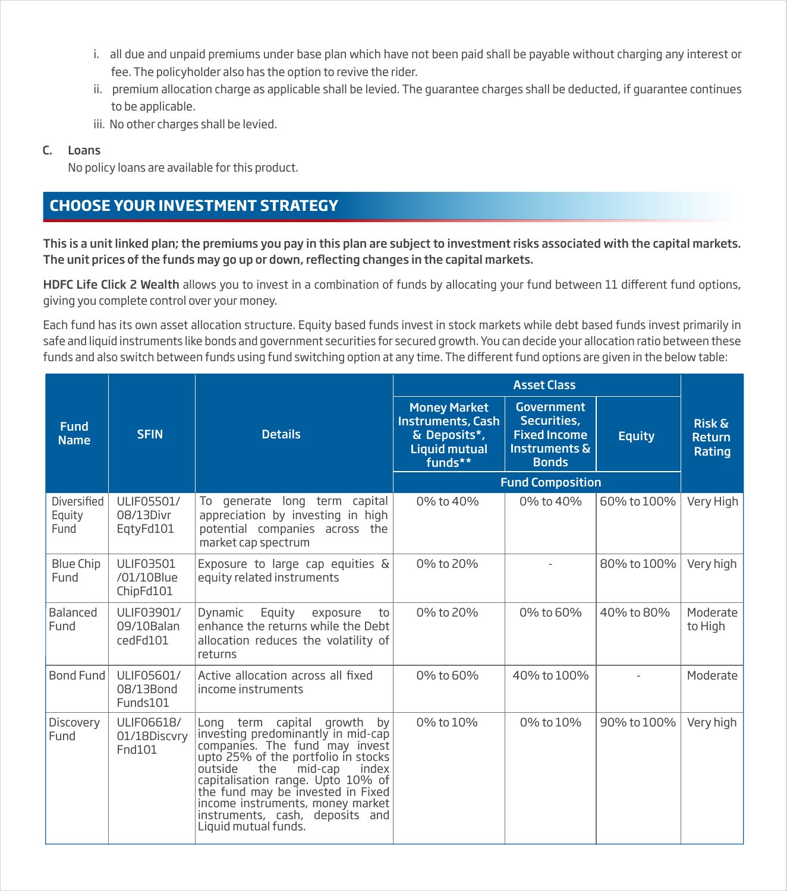i. all due and unpaid premiums under base plan which have not been paid shall be payable without charging any interest or fee. The policyholder also has the option to revive the rider.

ii. premium allocation charge as applicable shall be levied. The guarantee charges shall be deducted, if guarantee continues to be applicable.

iii. No other charges shall be levied.

**C. Loans**

No policy loans are available for this product.

## CHOOSE YOUR INVESTMENT STRATEGY

**This is a unit linked plan; the premiums you pay in this plan are subject to investment risks associated with the capital markets. The unit prices of the funds may go up or down, reflecting changes in the capital markets.**

**HDFC Life Click 2 Wealth** allows you to invest in a combination of funds by allocating your fund between 11 different fund options, giving you complete control over your money.

Each fund has its own asset allocation structure. Equity based funds invest in stock markets while debt based funds invest primarily in safe and liquid instruments like bonds and government securities for secured growth. You can decide your allocation ratio between these funds and also switch between funds using fund switching option at any time. The different fund options are given in the below table:

| Fund Name | SFIN | Details | Asset Class | | | Risk & Return Rating |
|---|---|---|---|---|---|---|
| | | | Money Market Instruments, Cash & Deposits*, Liquid mutual funds** | Government Securities, Fixed Income Instruments & Bonds | Equity | |
| | | | Fund Composition | | | |
| Diversified Equity Fund | ULIF05501/08/13DivrEqtyFd101 | To generate long term capital appreciation by investing in high potential companies across the market cap spectrum | 0% to 40% | 0% to 40% | 60% to 100% | Very High |
| Blue Chip Fund | ULIF03501/01/10BlueChipFd101 | Exposure to large cap equities & equity related instruments | 0% to 20% | - | 80% to 100% | Very high |
| Balanced Fund | ULIF03901/09/10BalancedFd101 | Dynamic Equity exposure to enhance the returns while the Debt allocation reduces the volatility of returns | 0% to 20% | 0% to 60% | 40% to 80% | Moderate to High |
| Bond Fund | ULIF05601/08/13BondFunds101 | Active allocation across all fixed income instruments | 0% to 60% | 40% to 100% | - | Moderate |
| Discovery Fund | ULIF06618/01/18DiscvryFnd101 | Long term capital growth by investing predominantly in mid-cap companies. The fund may invest upto 25% of the portfolio in stocks outside the mid-cap index capitalisation range. Upto 10% of the fund may be invested in Fixed income instruments, money market instruments, cash, deposits and Liquid mutual funds. | 0% to 10% | 0% to 10% | 90% to 100% | Very high |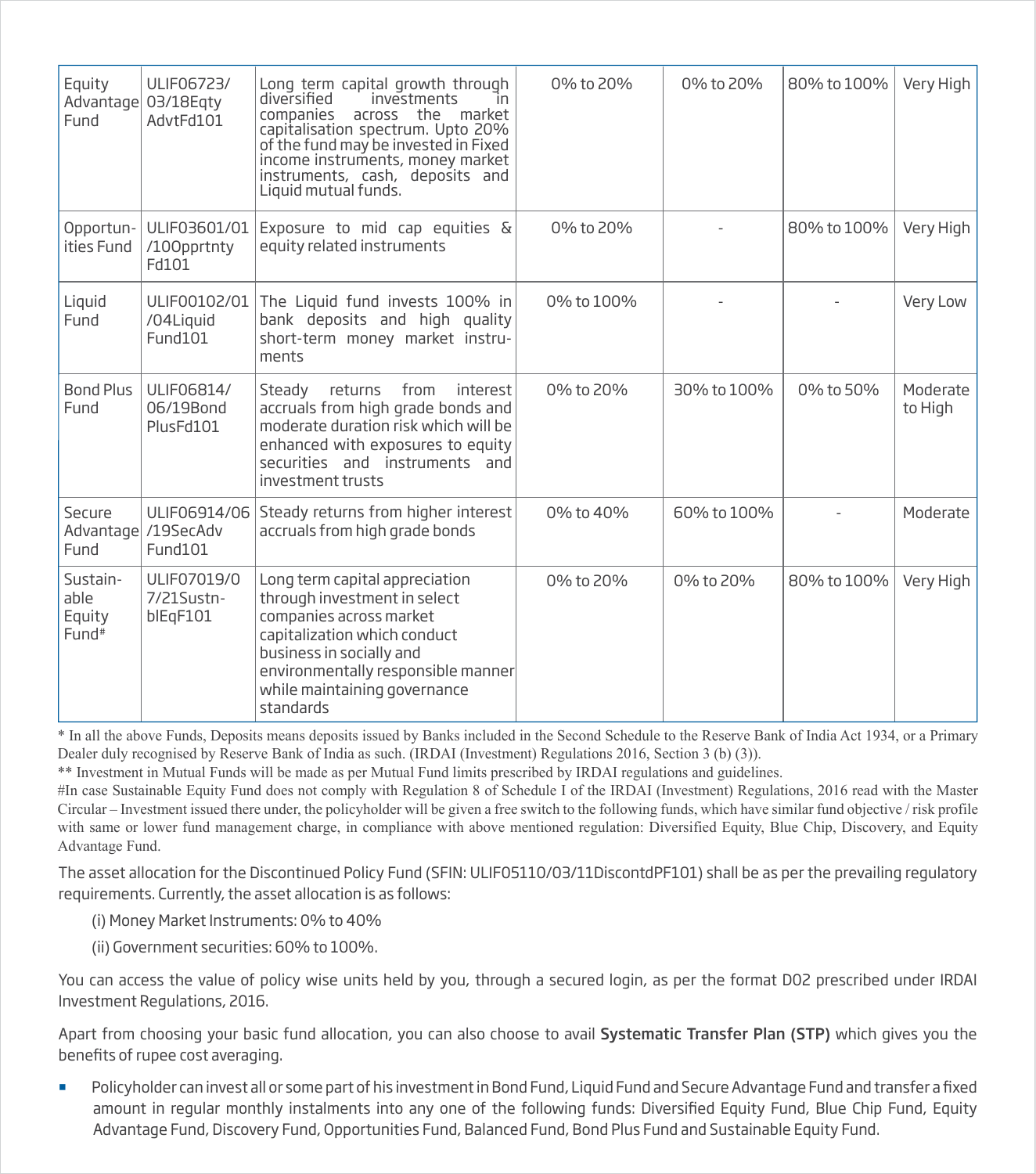| | | | | | | |
|---|---|---|---|---|---|---|
| Equity Advantage Fund | ULIF06723/03/18EqtyAdvtFd101 | Long term capital growth through diversified investments in companies across the market capitalisation spectrum. Upto 20% of the fund may be invested in Fixed income instruments, money market instruments, cash, deposits and Liquid mutual funds. | 0% to 20% | 0% to 20% | 80% to 100% | Very High |
| Opportunities Fund | ULIF03601/01/10OpprtntyFd101 | Exposure to mid cap equities & equity related instruments | 0% to 20% | - | 80% to 100% | Very High |
| Liquid Fund | ULIF00102/01/04LiquidFund101 | The Liquid fund invests 100% in bank deposits and high quality short-term money market instruments | 0% to 100% | - | - | Very Low |
| Bond Plus Fund | ULIF06814/06/19BondPlusFd101 | Steady returns from interest accruals from high grade bonds and moderate duration risk which will be enhanced with exposures to equity securities and instruments and investment trusts | 0% to 20% | 30% to 100% | 0% to 50% | Moderate to High |
| Secure Advantage Fund | ULIF06914/06/19SecAdvFund101 | Steady returns from higher interest accruals from high grade bonds | 0% to 40% | 60% to 100% | - | Moderate |
| Sustainable Equity Fund# | ULIF07019/07/21SustnblEqF101 | Long term capital appreciation through investment in select companies across market capitalization which conduct business in socially and environmentally responsible manner while maintaining governance standards | 0% to 20% | 0% to 20% | 80% to 100% | Very High |

* In all the above Funds, Deposits means deposits issued by Banks included in the Second Schedule to the Reserve Bank of India Act 1934, or a Primary Dealer duly recognised by Reserve Bank of India as such. (IRDAI (Investment) Regulations 2016, Section 3 (b) (3)).

** Investment in Mutual Funds will be made as per Mutual Fund limits prescribed by IRDAI regulations and guidelines.

#In case Sustainable Equity Fund does not comply with Regulation 8 of Schedule I of the IRDAI (Investment) Regulations, 2016 read with the Master Circular – Investment issued there under, the policyholder will be given a free switch to the following funds, which have similar fund objective / risk profile with same or lower fund management charge, in compliance with above mentioned regulation: Diversified Equity, Blue Chip, Discovery, and Equity Advantage Fund.

The asset allocation for the Discontinued Policy Fund (SFIN: ULIF05110/03/11DiscontdPF101) shall be as per the prevailing regulatory requirements. Currently, the asset allocation is as follows:

(i) Money Market Instruments: 0% to 40%

(ii) Government securities: 60% to 100%.

You can access the value of policy wise units held by you, through a secured login, as per the format D02 prescribed under IRDAI Investment Regulations, 2016.

Apart from choosing your basic fund allocation, you can also choose to avail **Systematic Transfer Plan (STP)** which gives you the benefits of rupee cost averaging.

- Policyholder can invest all or some part of his investment in Bond Fund, Liquid Fund and Secure Advantage Fund and transfer a fixed amount in regular monthly instalments into any one of the following funds: Diversified Equity Fund, Blue Chip Fund, Equity Advantage Fund, Discovery Fund, Opportunities Fund, Balanced Fund, Bond Plus Fund and Sustainable Equity Fund.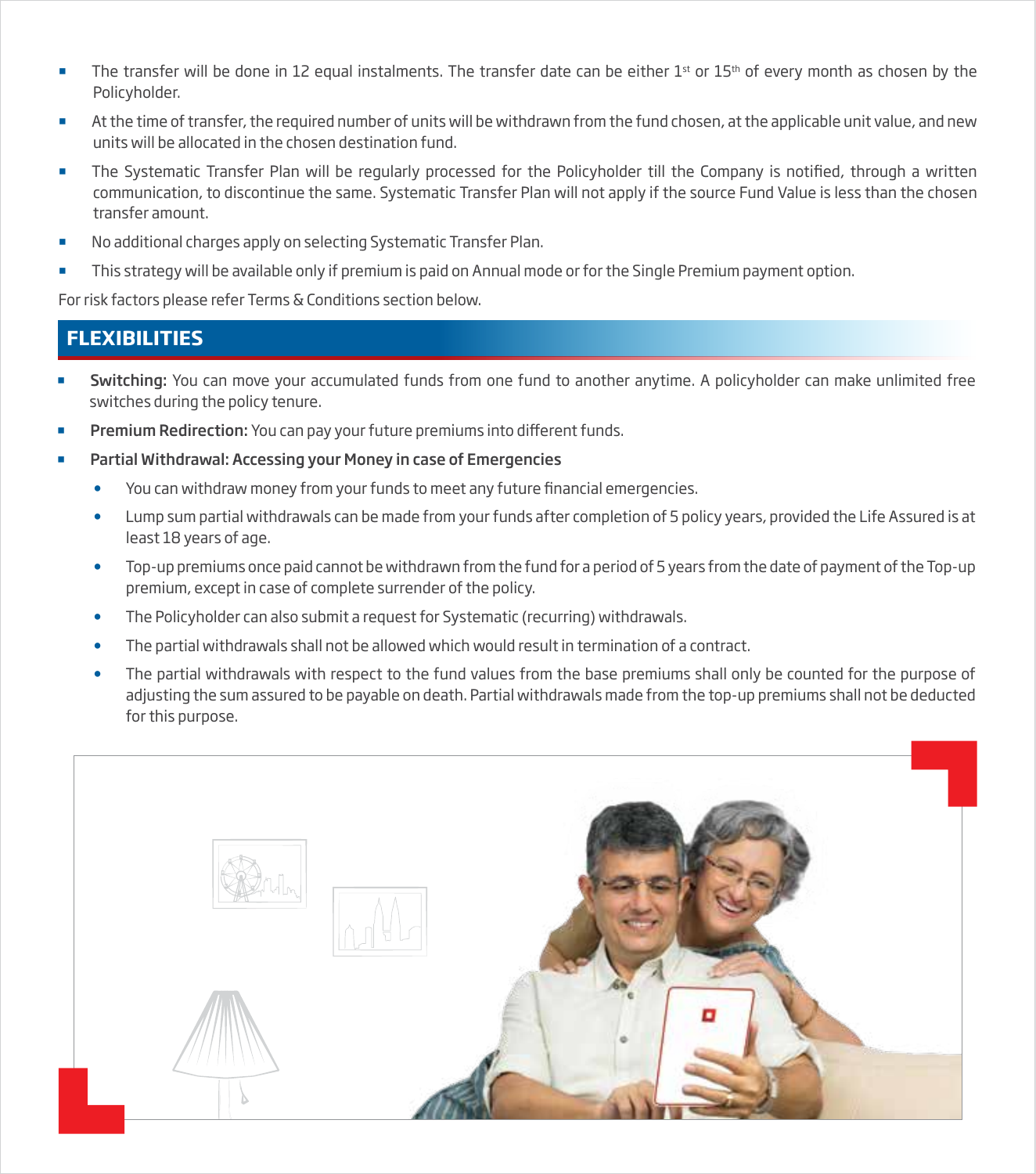- The transfer will be done in 12 equal instalments. The transfer date can be either 1st or 15th of every month as chosen by the Policyholder.
- At the time of transfer, the required number of units will be withdrawn from the fund chosen, at the applicable unit value, and new units will be allocated in the chosen destination fund.
- The Systematic Transfer Plan will be regularly processed for the Policyholder till the Company is notified, through a written communication, to discontinue the same. Systematic Transfer Plan will not apply if the source Fund Value is less than the chosen transfer amount.
- No additional charges apply on selecting Systematic Transfer Plan.
- This strategy will be available only if premium is paid on Annual mode or for the Single Premium payment option.

For risk factors please refer Terms & Conditions section below.

## FLEXIBILITIES

- **Switching:** You can move your accumulated funds from one fund to another anytime. A policyholder can make unlimited free switches during the policy tenure.
- **Premium Redirection:** You can pay your future premiums into different funds.
- **Partial Withdrawal: Accessing your Money in case of Emergencies**
  - You can withdraw money from your funds to meet any future financial emergencies.
  - Lump sum partial withdrawals can be made from your funds after completion of 5 policy years, provided the Life Assured is at least 18 years of age.
  - Top-up premiums once paid cannot be withdrawn from the fund for a period of 5 years from the date of payment of the Top-up premium, except in case of complete surrender of the policy.
  - The Policyholder can also submit a request for Systematic (recurring) withdrawals.
  - The partial withdrawals shall not be allowed which would result in termination of a contract.
  - The partial withdrawals with respect to the fund values from the base premiums shall only be counted for the purpose of adjusting the sum assured to be payable on death. Partial withdrawals made from the top-up premiums shall not be deducted for this purpose.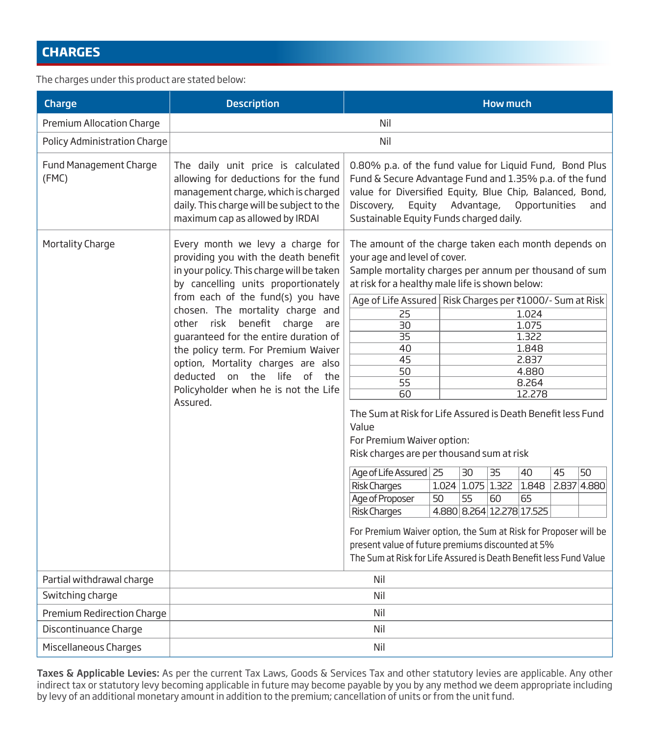## CHARGES

The charges under this product are stated below:

| Charge | Description | How much |
|---|---|---|
| Premium Allocation Charge | Nil | |
| Policy Administration Charge | Nil | |
| Fund Management Charge (FMC) | The daily unit price is calculated allowing for deductions for the fund management charge, which is charged daily. This charge will be subject to the maximum cap as allowed by IRDAI | 0.80% p.a. of the fund value for Liquid Fund, Bond Plus Fund & Secure Advantage Fund and 1.35% p.a. of the fund value for Diversified Equity, Blue Chip, Balanced, Bond, Discovery, Equity Advantage, Opportunities and Sustainable Equity Funds charged daily. |
| Mortality Charge | Every month we levy a charge for providing you with the death benefit in your policy. This charge will be taken by cancelling units proportionately from each of the fund(s) you have chosen. The mortality charge and other risk benefit charge are guaranteed for the entire duration of the policy term. For Premium Waiver option, Mortality charges are also deducted on the life of the Policyholder when he is not the Life Assured. | The amount of the charge taken each month depends on your age and level of cover. Sample mortality charges per annum per thousand of sum at risk for a healthy male life is shown below: (see tables below) |
| Partial withdrawal charge | Nil | |
| Switching charge | Nil | |
| Premium Redirection Charge | Nil | |
| Discontinuance Charge | Nil | |
| Miscellaneous Charges | Nil | |

**Mortality Charge – sample charges:**

| Age of Life Assured | Risk Charges per ₹1000/- Sum at Risk |
|---|---|
| 25 | 1.024 |
| 30 | 1.075 |
| 35 | 1.322 |
| 40 | 1.848 |
| 45 | 2.837 |
| 50 | 4.880 |
| 55 | 8.264 |
| 60 | 12.278 |

The Sum at Risk for Life Assured is Death Benefit less Fund Value

For Premium Waiver option:

Risk charges are per thousand sum at risk

| Age of Life Assured | 25 | 30 | 35 | 40 | 45 | 50 |
|---|---|---|---|---|---|---|
| Risk Charges | 1.024 | 1.075 | 1.322 | 1.848 | 2.837 | 4.880 |
| Age of Proposer | 50 | 55 | 60 | 65 | | |
| Risk Charges | 4.880 | 8.264 | 12.278 | 17.525 | | |

For Premium Waiver option, the Sum at Risk for Proposer will be present value of future premiums discounted at 5%

The Sum at Risk for Life Assured is Death Benefit less Fund Value

**Taxes & Applicable Levies:** As per the current Tax Laws, Goods & Services Tax and other statutory levies are applicable. Any other indirect tax or statutory levy becoming applicable in future may become payable by you by any method we deem appropriate including by levy of an additional monetary amount in addition to the premium; cancellation of units or from the unit fund.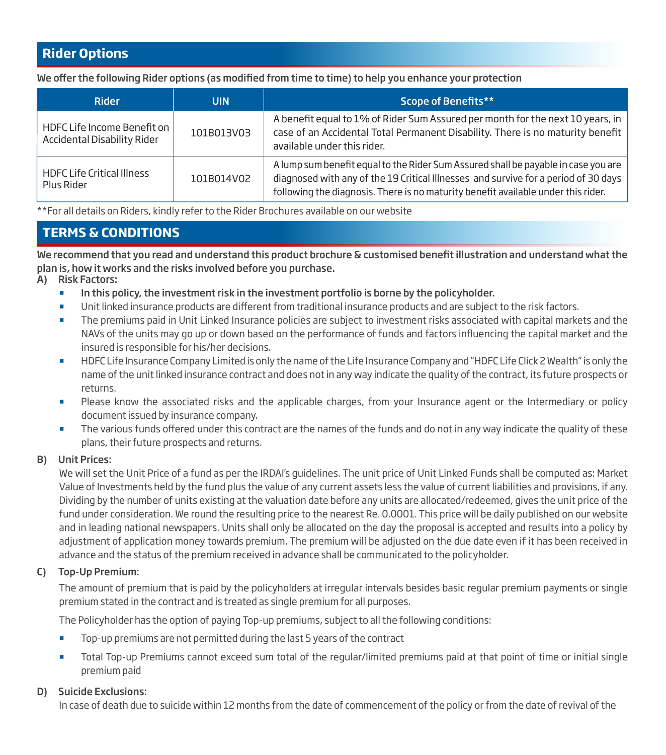## Rider Options

**We offer the following Rider options (as modified from time to time) to help you enhance your protection**

| Rider | UIN | Scope of Benefits** |
|---|---|---|
| HDFC Life Income Benefit on Accidental Disability Rider | 101B013V03 | A benefit equal to 1% of Rider Sum Assured per month for the next 10 years, in case of an Accidental Total Permanent Disability. There is no maturity benefit available under this rider. |
| HDFC Life Critical Illness Plus Rider | 101B014V02 | A lump sum benefit equal to the Rider Sum Assured shall be payable in case you are diagnosed with any of the 19 Critical Illnesses and survive for a period of 30 days following the diagnosis. There is no maturity benefit available under this rider. |

**For all details on Riders, kindly refer to the Rider Brochures available on our website

## TERMS & CONDITIONS

**We recommend that you read and understand this product brochure & customised benefit illustration and understand what the plan is, how it works and the risks involved before you purchase.**

A) Risk Factors:

- **In this policy, the investment risk in the investment portfolio is borne by the policyholder.**
- Unit linked insurance products are different from traditional insurance products and are subject to the risk factors.
- The premiums paid in Unit Linked Insurance policies are subject to investment risks associated with capital markets and the NAVs of the units may go up or down based on the performance of funds and factors influencing the capital market and the insured is responsible for his/her decisions.
- HDFC Life Insurance Company Limited is only the name of the Life Insurance Company and "HDFC Life Click 2 Wealth" is only the name of the unit linked insurance contract and does not in any way indicate the quality of the contract, its future prospects or returns.
- Please know the associated risks and the applicable charges, from your Insurance agent or the Intermediary or policy document issued by insurance company.
- The various funds offered under this contract are the names of the funds and do not in any way indicate the quality of these plans, their future prospects and returns.

B) Unit Prices:

We will set the Unit Price of a fund as per the IRDAI's guidelines. The unit price of Unit Linked Funds shall be computed as: Market Value of Investments held by the fund plus the value of any current assets less the value of current liabilities and provisions, if any. Dividing by the number of units existing at the valuation date before any units are allocated/redeemed, gives the unit price of the fund under consideration. We round the resulting price to the nearest Re. 0.0001. This price will be daily published on our website and in leading national newspapers. Units shall only be allocated on the day the proposal is accepted and results into a policy by adjustment of application money towards premium. The premium will be adjusted on the due date even if it has been received in advance and the status of the premium received in advance shall be communicated to the policyholder.

C) Top-Up Premium:

The amount of premium that is paid by the policyholders at irregular intervals besides basic regular premium payments or single premium stated in the contract and is treated as single premium for all purposes.

The Policyholder has the option of paying Top-up premiums, subject to all the following conditions:

- Top-up premiums are not permitted during the last 5 years of the contract
- Total Top-up Premiums cannot exceed sum total of the regular/limited premiums paid at that point of time or initial single premium paid

D) Suicide Exclusions:

In case of death due to suicide within 12 months from the date of commencement of the policy or from the date of revival of the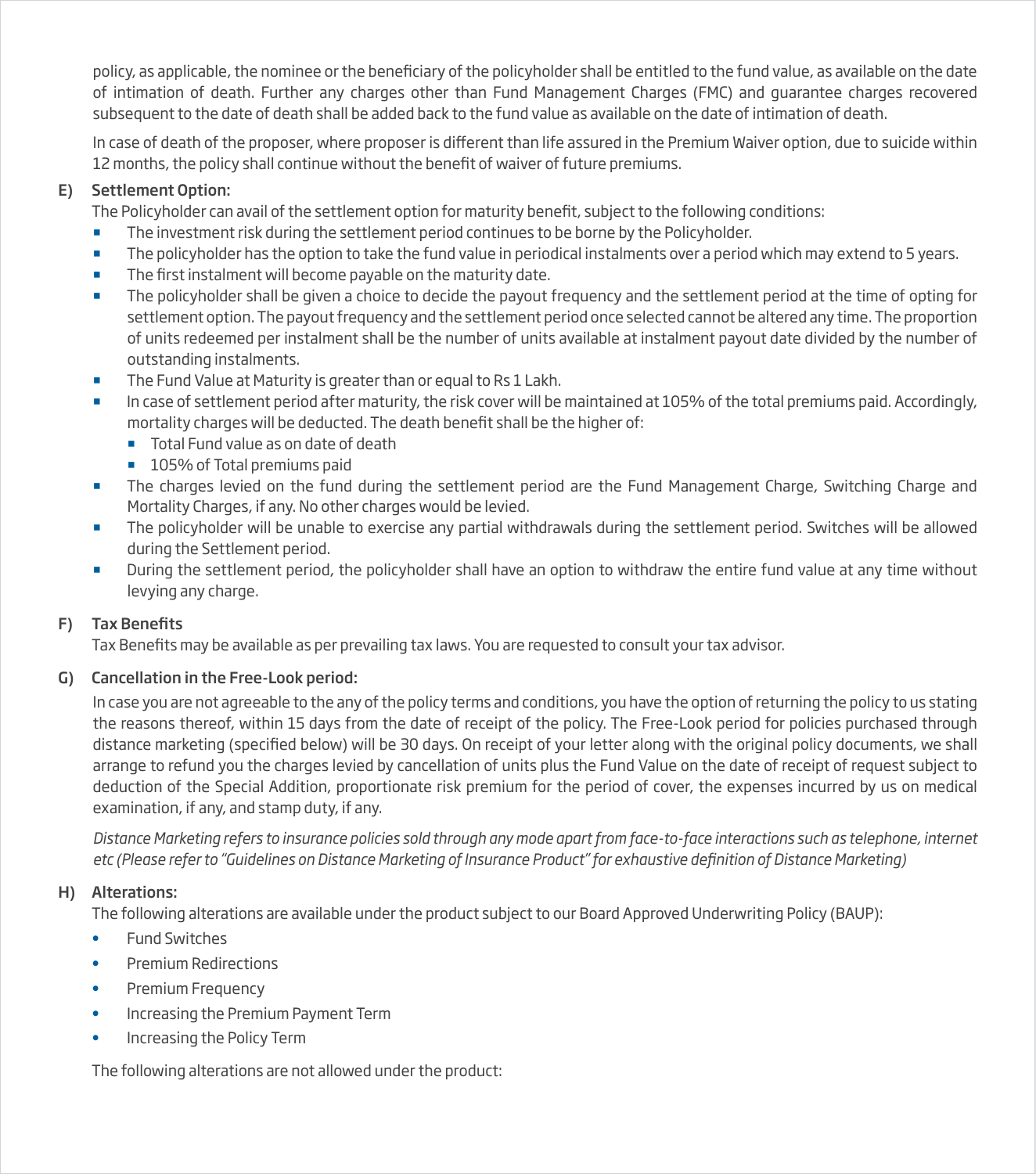policy, as applicable, the nominee or the beneficiary of the policyholder shall be entitled to the fund value, as available on the date of intimation of death. Further any charges other than Fund Management Charges (FMC) and guarantee charges recovered subsequent to the date of death shall be added back to the fund value as available on the date of intimation of death.

In case of death of the proposer, where proposer is different than life assured in the Premium Waiver option, due to suicide within 12 months, the policy shall continue without the benefit of waiver of future premiums.

## E) Settlement Option:

The Policyholder can avail of the settlement option for maturity benefit, subject to the following conditions:

- The investment risk during the settlement period continues to be borne by the Policyholder.
- The policyholder has the option to take the fund value in periodical instalments over a period which may extend to 5 years.
- The first instalment will become payable on the maturity date.
- The policyholder shall be given a choice to decide the payout frequency and the settlement period at the time of opting for settlement option. The payout frequency and the settlement period once selected cannot be altered any time. The proportion of units redeemed per instalment shall be the number of units available at instalment payout date divided by the number of outstanding instalments.
- The Fund Value at Maturity is greater than or equal to Rs 1 Lakh.
- In case of settlement period after maturity, the risk cover will be maintained at 105% of the total premiums paid. Accordingly, mortality charges will be deducted. The death benefit shall be the higher of:
  - Total Fund value as on date of death
  - 105% of Total premiums paid
- The charges levied on the fund during the settlement period are the Fund Management Charge, Switching Charge and Mortality Charges, if any. No other charges would be levied.
- The policyholder will be unable to exercise any partial withdrawals during the settlement period. Switches will be allowed during the Settlement period.
- During the settlement period, the policyholder shall have an option to withdraw the entire fund value at any time without levying any charge.

## F) Tax Benefits

Tax Benefits may be available as per prevailing tax laws. You are requested to consult your tax advisor.

## G) Cancellation in the Free-Look period:

In case you are not agreeable to the any of the policy terms and conditions, you have the option of returning the policy to us stating the reasons thereof, within 15 days from the date of receipt of the policy. The Free-Look period for policies purchased through distance marketing (specified below) will be 30 days. On receipt of your letter along with the original policy documents, we shall arrange to refund you the charges levied by cancellation of units plus the Fund Value on the date of receipt of request subject to deduction of the Special Addition, proportionate risk premium for the period of cover, the expenses incurred by us on medical examination, if any, and stamp duty, if any.

*Distance Marketing refers to insurance policies sold through any mode apart from face-to-face interactions such as telephone, internet etc (Please refer to "Guidelines on Distance Marketing of Insurance Product" for exhaustive definition of Distance Marketing)*

## H) Alterations:

The following alterations are available under the product subject to our Board Approved Underwriting Policy (BAUP):

- Fund Switches
- Premium Redirections
- Premium Frequency
- Increasing the Premium Payment Term
- Increasing the Policy Term

The following alterations are not allowed under the product: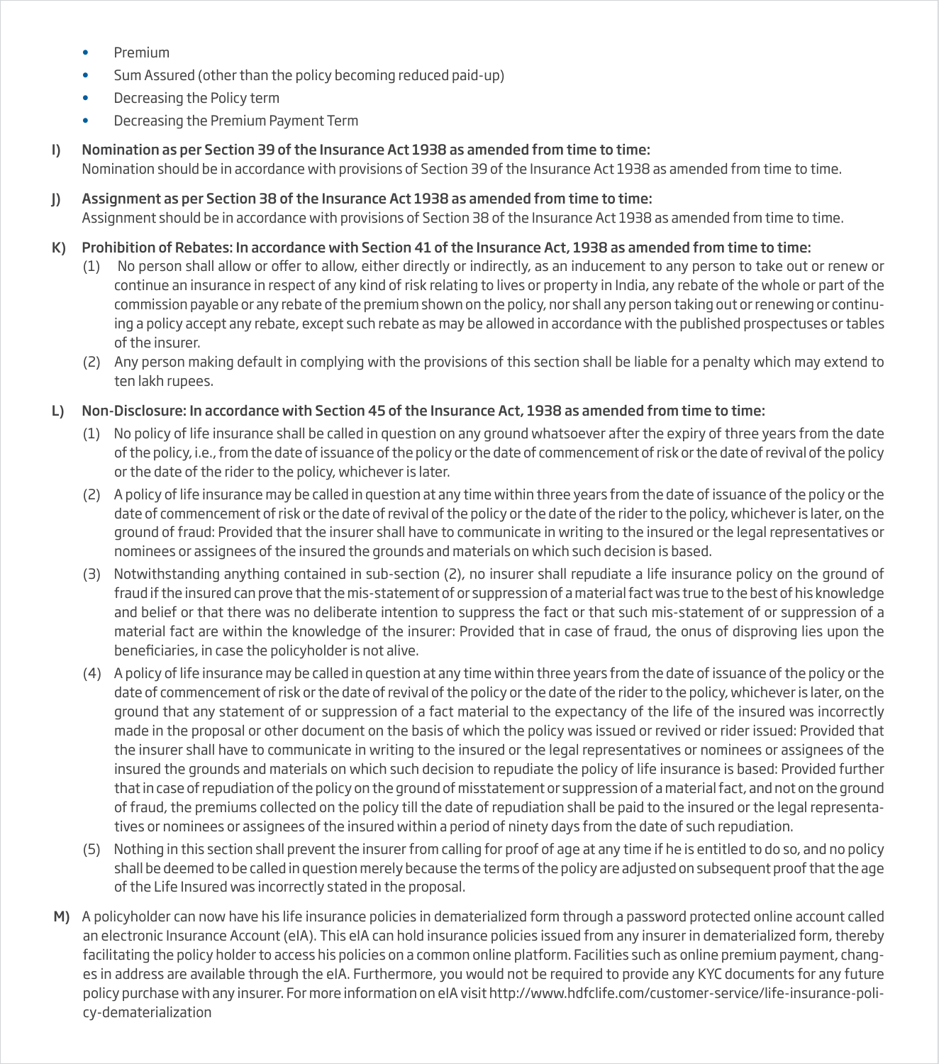- Premium
- Sum Assured (other than the policy becoming reduced paid-up)
- Decreasing the Policy term
- Decreasing the Premium Payment Term

I) **Nomination as per Section 39 of the Insurance Act 1938 as amended from time to time:**
Nomination should be in accordance with provisions of Section 39 of the Insurance Act 1938 as amended from time to time.

J) **Assignment as per Section 38 of the Insurance Act 1938 as amended from time to time:**
Assignment should be in accordance with provisions of Section 38 of the Insurance Act 1938 as amended from time to time.

K) **Prohibition of Rebates: In accordance with Section 41 of the Insurance Act, 1938 as amended from time to time:**

(1) No person shall allow or offer to allow, either directly or indirectly, as an inducement to any person to take out or renew or continue an insurance in respect of any kind of risk relating to lives or property in India, any rebate of the whole or part of the commission payable or any rebate of the premium shown on the policy, nor shall any person taking out or renewing or continuing a policy accept any rebate, except such rebate as may be allowed in accordance with the published prospectuses or tables of the insurer.

(2) Any person making default in complying with the provisions of this section shall be liable for a penalty which may extend to ten lakh rupees.

L) **Non-Disclosure: In accordance with Section 45 of the Insurance Act, 1938 as amended from time to time:**

(1) No policy of life insurance shall be called in question on any ground whatsoever after the expiry of three years from the date of the policy, i.e., from the date of issuance of the policy or the date of commencement of risk or the date of revival of the policy or the date of the rider to the policy, whichever is later.

(2) A policy of life insurance may be called in question at any time within three years from the date of issuance of the policy or the date of commencement of risk or the date of revival of the policy or the date of the rider to the policy, whichever is later, on the ground of fraud: Provided that the insurer shall have to communicate in writing to the insured or the legal representatives or nominees or assignees of the insured the grounds and materials on which such decision is based.

(3) Notwithstanding anything contained in sub-section (2), no insurer shall repudiate a life insurance policy on the ground of fraud if the insured can prove that the mis-statement of or suppression of a material fact was true to the best of his knowledge and belief or that there was no deliberate intention to suppress the fact or that such mis-statement of or suppression of a material fact are within the knowledge of the insurer: Provided that in case of fraud, the onus of disproving lies upon the beneficiaries, in case the policyholder is not alive.

(4) A policy of life insurance may be called in question at any time within three years from the date of issuance of the policy or the date of commencement of risk or the date of revival of the policy or the date of the rider to the policy, whichever is later, on the ground that any statement of or suppression of a fact material to the expectancy of the life of the insured was incorrectly made in the proposal or other document on the basis of which the policy was issued or revived or rider issued: Provided that the insurer shall have to communicate in writing to the insured or the legal representatives or nominees or assignees of the insured the grounds and materials on which such decision to repudiate the policy of life insurance is based: Provided further that in case of repudiation of the policy on the ground of misstatement or suppression of a material fact, and not on the ground of fraud, the premiums collected on the policy till the date of repudiation shall be paid to the insured or the legal representatives or nominees or assignees of the insured within a period of ninety days from the date of such repudiation.

(5) Nothing in this section shall prevent the insurer from calling for proof of age at any time if he is entitled to do so, and no policy shall be deemed to be called in question merely because the terms of the policy are adjusted on subsequent proof that the age of the Life Insured was incorrectly stated in the proposal.

M) A policyholder can now have his life insurance policies in dematerialized form through a password protected online account called an electronic Insurance Account (eIA). This eIA can hold insurance policies issued from any insurer in dematerialized form, thereby facilitating the policy holder to access his policies on a common online platform. Facilities such as online premium payment, changes in address are available through the eIA. Furthermore, you would not be required to provide any KYC documents for any future policy purchase with any insurer. For more information on eIA visit http://www.hdfclife.com/customer-service/life-insurance-policy-dematerialization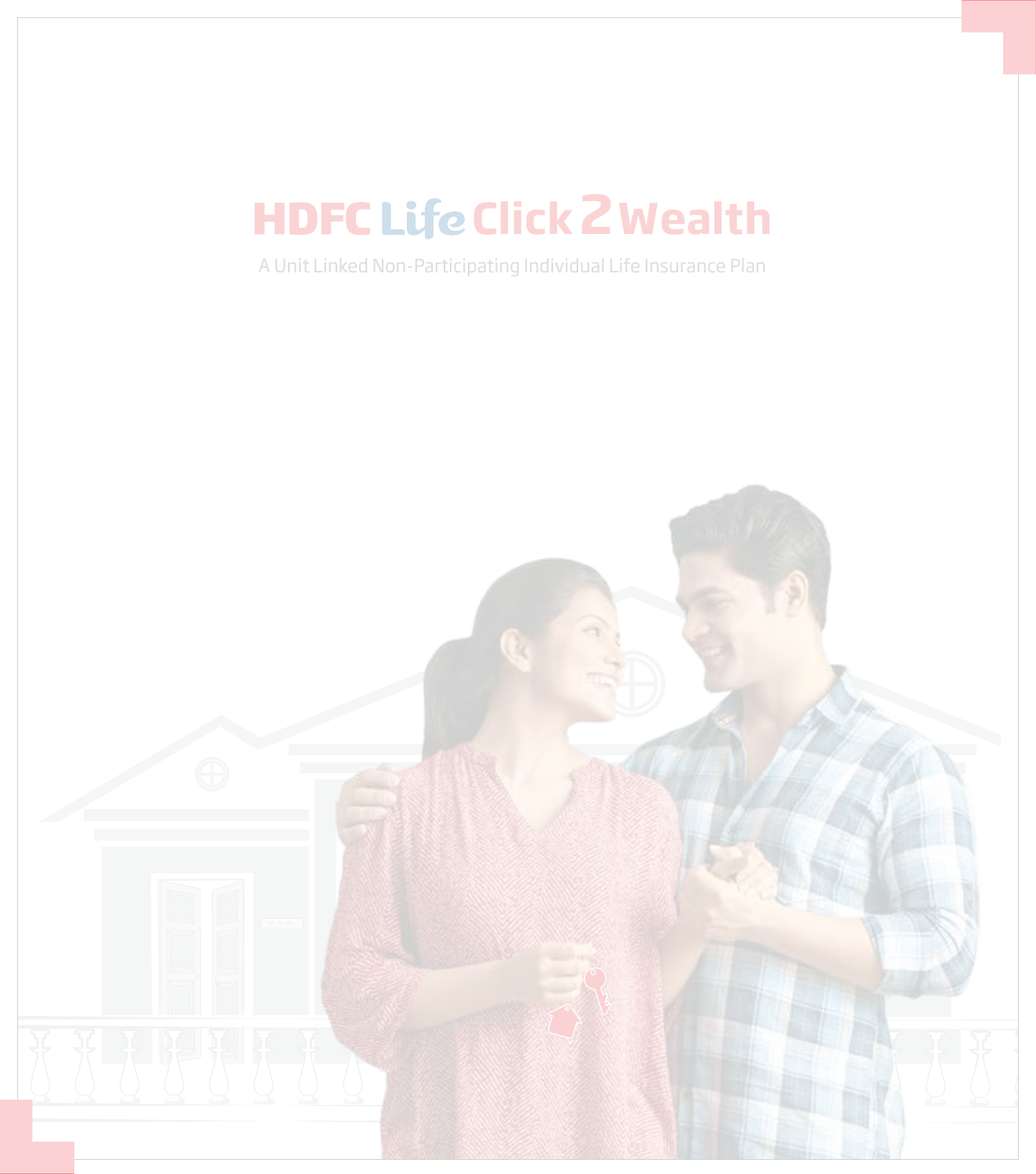# HDFC Life Click 2 Wealth

A Unit Linked Non-Participating Individual Life Insurance Plan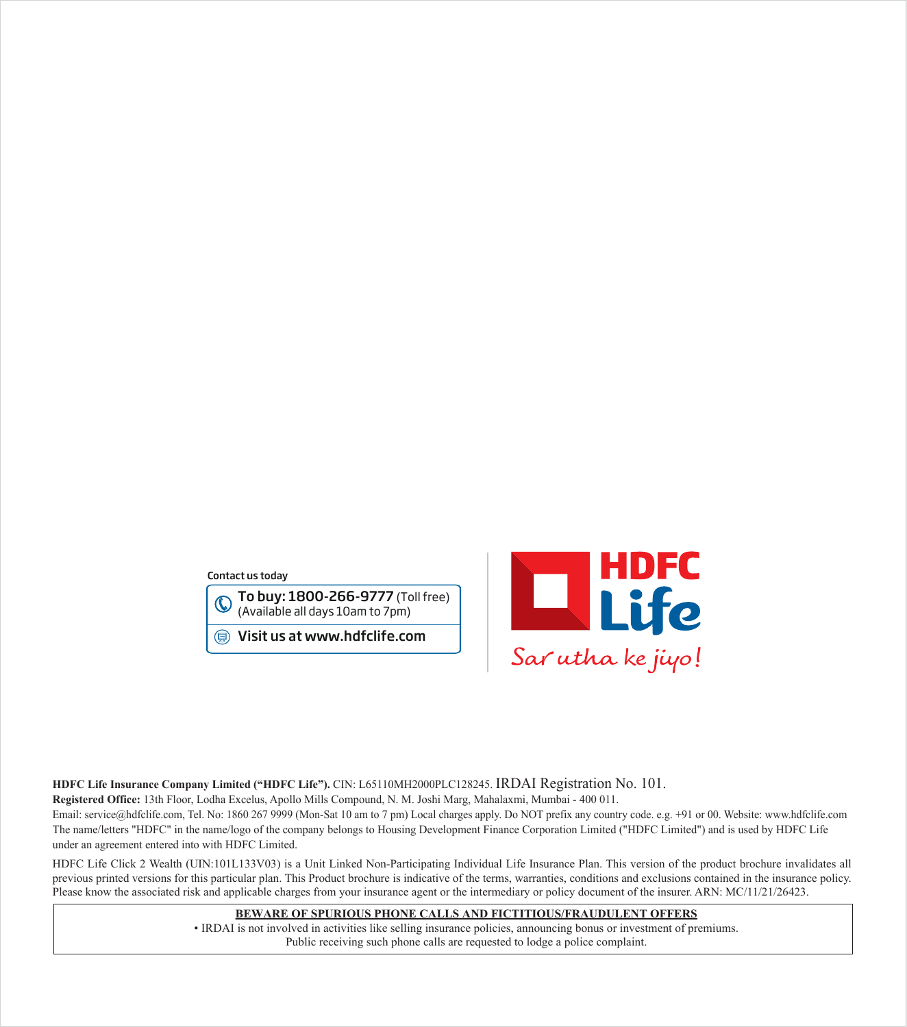Contact us today

To buy: **1800-266-9777** (Toll free)
(Available all days 10am to 7pm)

**Visit us at www.hdfclife.com**

HDFC Life

Sar utha ke jiyo!

**HDFC Life Insurance Company Limited ("HDFC Life").** CIN: L65110MH2000PLC128245. IRDAI Registration No. 101.
**Registered Office:** 13th Floor, Lodha Excelus, Apollo Mills Compound, N. M. Joshi Marg, Mahalaxmi, Mumbai - 400 011.
Email: service@hdfclife.com, Tel. No: 1860 267 9999 (Mon-Sat 10 am to 7 pm) Local charges apply. Do NOT prefix any country code. e.g. +91 or 00. Website: www.hdfclife.com
The name/letters "HDFC" in the name/logo of the company belongs to Housing Development Finance Corporation Limited ("HDFC Limited") and is used by HDFC Life under an agreement entered into with HDFC Limited.

HDFC Life Click 2 Wealth (UIN:101L133V03) is a Unit Linked Non-Participating Individual Life Insurance Plan. This version of the product brochure invalidates all previous printed versions for this particular plan. This Product brochure is indicative of the terms, warranties, conditions and exclusions contained in the insurance policy. Please know the associated risk and applicable charges from your insurance agent or the intermediary or policy document of the insurer. ARN: MC/11/21/26423.

**BEWARE OF SPURIOUS PHONE CALLS AND FICTITIOUS/FRAUDULENT OFFERS**

• IRDAI is not involved in activities like selling insurance policies, announcing bonus or investment of premiums. Public receiving such phone calls are requested to lodge a police complaint.